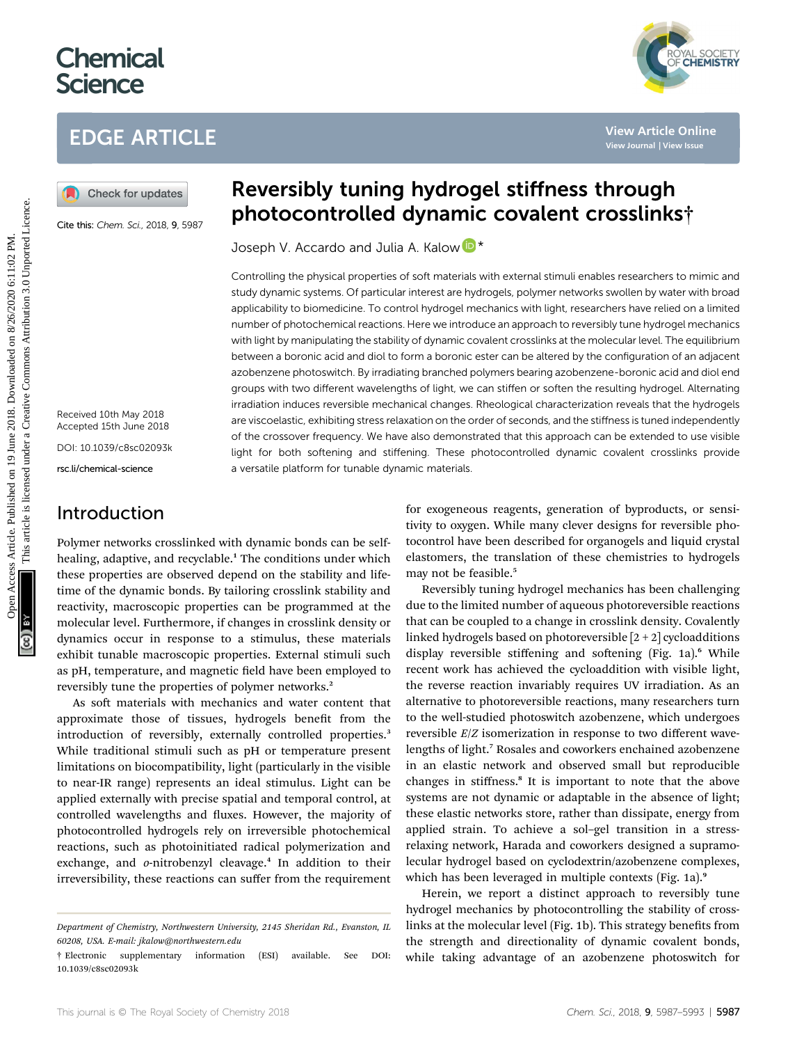# Chemical Science

## EDGE ARTICLE

Cite this: *Chem. Sci.*, 2018, **9**, 5987

Received 10th May 2018
Accepted 15th June 2018

DOI: 10.1039/c8sc02093k

rsc.li/chemical-science

# Reversibly tuning hydrogel stiffness through photocontrolled dynamic covalent crosslinks†

Joseph V. Accardo and Julia A. Kalow *

Controlling the physical properties of soft materials with external stimuli enables researchers to mimic and study dynamic systems. Of particular interest are hydrogels, polymer networks swollen by water with broad applicability to biomedicine. To control hydrogel mechanics with light, researchers have relied on a limited number of photochemical reactions. Here we introduce an approach to reversibly tune hydrogel mechanics with light by manipulating the stability of dynamic covalent crosslinks at the molecular level. The equilibrium between a boronic acid and diol to form a boronic ester can be altered by the configuration of an adjacent azobenzene photoswitch. By irradiating branched polymers bearing azobenzene-boronic acid and diol end groups with two different wavelengths of light, we can stiffen or soften the resulting hydrogel. Alternating irradiation induces reversible mechanical changes. Rheological characterization reveals that the hydrogels are viscoelastic, exhibiting stress relaxation on the order of seconds, and the stiffness is tuned independently of the crossover frequency. We have also demonstrated that this approach can be extended to use visible light for both softening and stiffening. These photocontrolled dynamic covalent crosslinks provide a versatile platform for tunable dynamic materials.

## Introduction

Polymer networks crosslinked with dynamic bonds can be self-healing, adaptive, and recyclable.[1] The conditions under which these properties are observed depend on the stability and lifetime of the dynamic bonds. By tailoring crosslink stability and reactivity, macroscopic properties can be programmed at the molecular level. Furthermore, if changes in crosslink density or dynamics occur in response to a stimulus, these materials exhibit tunable macroscopic properties. External stimuli such as pH, temperature, and magnetic field have been employed to reversibly tune the properties of polymer networks.[2]

As soft materials with mechanics and water content that approximate those of tissues, hydrogels benefit from the introduction of reversibly, externally controlled properties.[3] While traditional stimuli such as pH or temperature present limitations on biocompatibility, light (particularly in the visible to near-IR range) represents an ideal stimulus. Light can be applied externally with precise spatial and temporal control, at controlled wavelengths and fluxes. However, the majority of photocontrolled hydrogels rely on irreversible photochemical reactions, such as photoinitiated radical polymerization and exchange, and *o*-nitrobenzyl cleavage.[4] In addition to their irreversibility, these reactions can suffer from the requirement for exogeneous reagents, generation of byproducts, or sensitivity to oxygen. While many clever designs for reversible photocontrol have been described for organogels and liquid crystal elastomers, the translation of these chemistries to hydrogels may not be feasible.[5]

Reversibly tuning hydrogel mechanics has been challenging due to the limited number of aqueous photoreversible reactions that can be coupled to a change in crosslink density. Covalently linked hydrogels based on photoreversible [2 + 2] cycloadditions display reversible stiffening and softening (Fig. 1a).[6] While recent work has achieved the cycloaddition with visible light, the reverse reaction invariably requires UV irradiation. As an alternative to photoreversible reactions, many researchers turn to the well-studied photoswitch azobenzene, which undergoes reversible *E*/*Z* isomerization in response to two different wavelengths of light.[7] Rosales and coworkers enchained azobenzene in an elastic network and observed small but reproducible changes in stiffness.[8] It is important to note that the above systems are not dynamic or adaptable in the absence of light; these elastic networks store, rather than dissipate, energy from applied strain. To achieve a sol–gel transition in a stress-relaxing network, Harada and coworkers designed a supramolecular hydrogel based on cyclodextrin/azobenzene complexes, which has been leveraged in multiple contexts (Fig. 1a).[9]

Herein, we report a distinct approach to reversibly tune hydrogel mechanics by photocontrolling the stability of crosslinks at the molecular level (Fig. 1b). This strategy benefits from the strength and directionality of dynamic covalent bonds, while taking advantage of an azobenzene photoswitch for

---

Department of Chemistry, Northwestern University, 2145 Sheridan Rd., Evanston, IL 60208, USA. E-mail: jkalow@northwestern.edu

† Electronic supplementary information (ESI) available. See DOI: 10.1039/c8sc02093k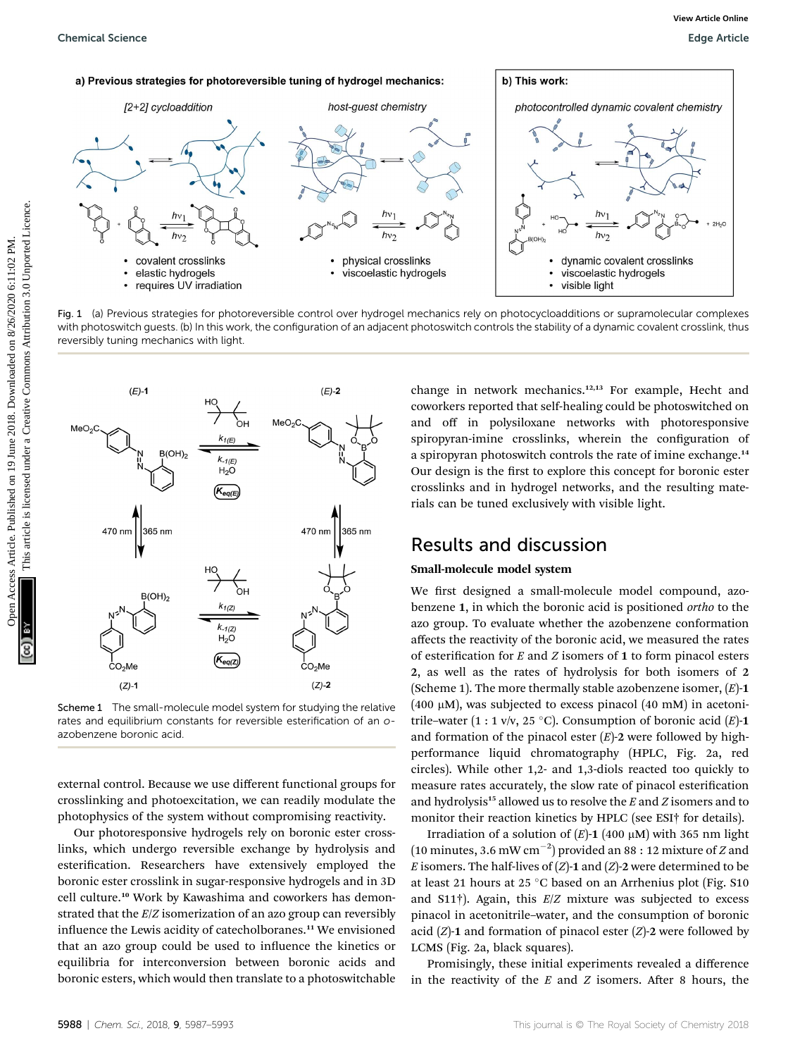Fig. 1 (a) Previous strategies for photoreversible control over hydrogel mechanics rely on photocycloadditions or supramolecular complexes with photoswitch guests. (b) In this work, the configuration of an adjacent photoswitch controls the stability of a dynamic covalent crosslink, thus reversibly tuning mechanics with light.

Scheme 1 The small-molecule model system for studying the relative rates and equilibrium constants for reversible esterification of an *o*-azobenzene boronic acid.

external control. Because we use different functional groups for crosslinking and photoexcitation, we can readily modulate the photophysics of the system without compromising reactivity.

Our photoresponsive hydrogels rely on boronic ester crosslinks, which undergo reversible exchange by hydrolysis and esterification. Researchers have extensively employed the boronic ester crosslink in sugar-responsive hydrogels and in 3D cell culture.[10] Work by Kawashima and coworkers has demonstrated that the *E*/*Z* isomerization of an azo group can reversibly influence the Lewis acidity of catecholboranes.[11] We envisioned that an azo group could be used to influence the kinetics or equilibria for interconversion between boronic acids and boronic esters, which would then translate to a photoswitchable change in network mechanics.[12,13] For example, Hecht and coworkers reported that self-healing could be photoswitched on and off in polysiloxane networks with photoresponsive spiropyran-imine crosslinks, wherein the configuration of a spiropyran photoswitch controls the rate of imine exchange.[14] Our design is the first to explore this concept for boronic ester crosslinks and in hydrogel networks, and the resulting materials can be tuned exclusively with visible light.

## Results and discussion

### Small-molecule model system

We first designed a small-molecule model compound, azobenzene **1**, in which the boronic acid is positioned *ortho* to the azo group. To evaluate whether the azobenzene conformation affects the reactivity of the boronic acid, we measured the rates of esterification for *E* and *Z* isomers of **1** to form pinacol esters **2**, as well as the rates of hydrolysis for both isomers of **2** (Scheme 1). The more thermally stable azobenzene isomer, (*E*)-**1** (400 μM), was subjected to excess pinacol (40 mM) in acetonitrile–water (1 : 1 v/v, 25 °C). Consumption of boronic acid (*E*)-**1** and formation of the pinacol ester (*E*)-**2** were followed by high-performance liquid chromatography (HPLC, Fig. 2a, red circles). While other 1,2- and 1,3-diols reacted too quickly to measure rates accurately, the slow rate of pinacol esterification and hydrolysis[15] allowed us to resolve the *E* and *Z* isomers and to monitor their reaction kinetics by HPLC (see ESI† for details).

Irradiation of a solution of (*E*)-**1** (400 μM) with 365 nm light (10 minutes, 3.6 mW cm$^{-2}$) provided an 88 : 12 mixture of *Z* and *E* isomers. The half-lives of (*Z*)-**1** and (*Z*)-**2** were determined to be at least 21 hours at 25 °C based on an Arrhenius plot (Fig. S10 and S11†). Again, this *E*/*Z* mixture was subjected to excess pinacol in acetonitrile–water, and the consumption of boronic acid (*Z*)-**1** and formation of pinacol ester (*Z*)-**2** were followed by LCMS (Fig. 2a, black squares).

Promisingly, these initial experiments revealed a difference in the reactivity of the *E* and *Z* isomers. After 8 hours, the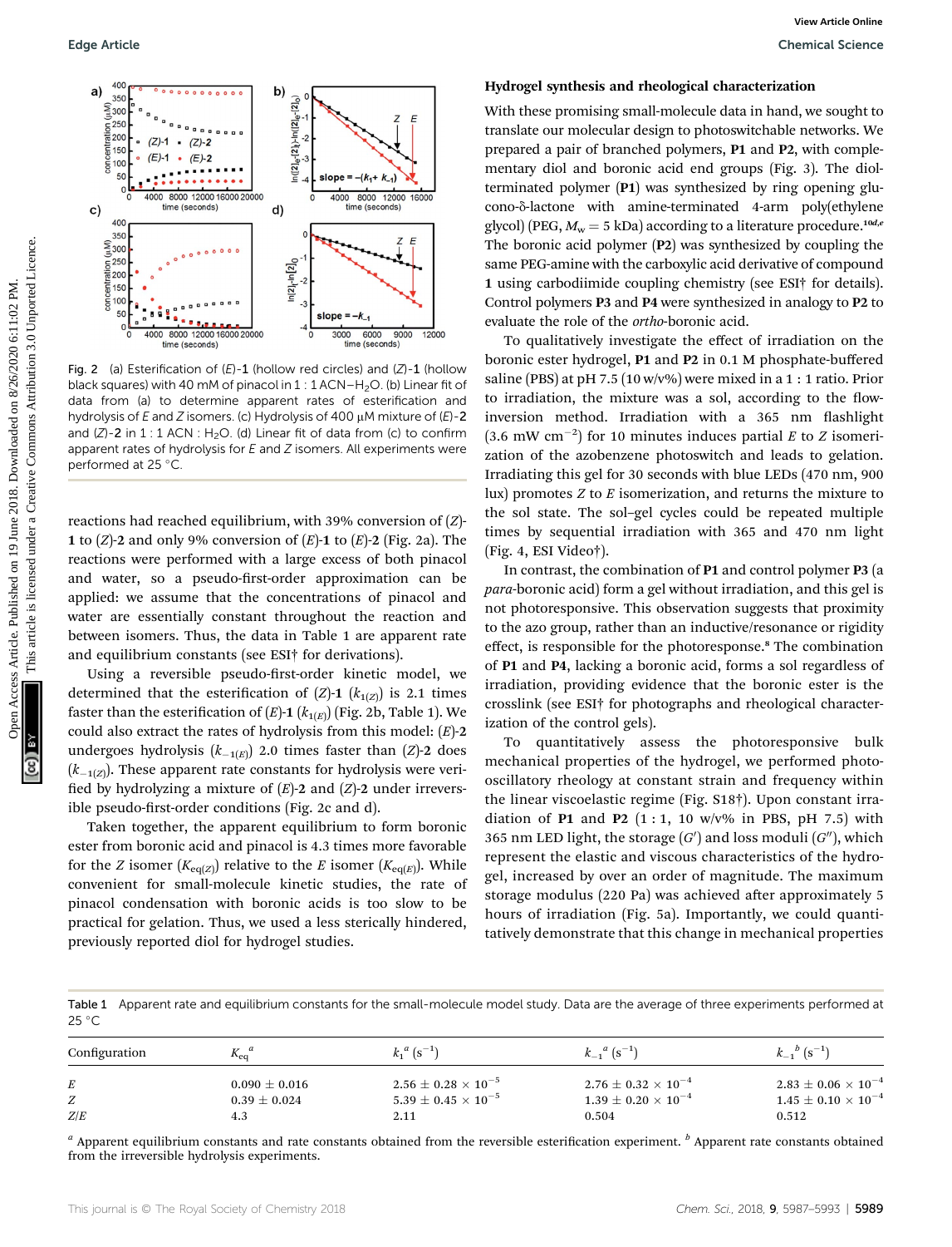Fig. 2 (a) Esterification of (*E*)-**1** (hollow red circles) and (*Z*)-**1** (hollow black squares) with 40 mM of pinacol in 1 : 1 ACN–$H_2O$. (b) Linear fit of data from (a) to determine apparent rates of esterification and hydrolysis of *E* and *Z* isomers. (c) Hydrolysis of 400 μM mixture of (*E*)-**2** and (*Z*)-**2** in 1 : 1 ACN : $H_2O$. (d) Linear fit of data from (c) to confirm apparent rates of hydrolysis for *E* and *Z* isomers. All experiments were performed at 25 °C.

reactions had reached equilibrium, with 39% conversion of (*Z*)-**1** to (*Z*)-**2** and only 9% conversion of (*E*)-**1** to (*E*)-**2** (Fig. 2a). The reactions were performed with a large excess of both pinacol and water, so a pseudo-first-order approximation can be applied: we assume that the concentrations of pinacol and water are essentially constant throughout the reaction and between isomers. Thus, the data in Table 1 are apparent rate and equilibrium constants (see ESI† for derivations).

Using a reversible pseudo-first-order kinetic model, we determined that the esterification of (*Z*)-**1** ($k_{1(Z)}$) is 2.1 times faster than the esterification of (*E*)-**1** ($k_{1(E)}$) (Fig. 2b, Table 1). We could also extract the rates of hydrolysis from this model: (*E*)-**2** undergoes hydrolysis ($k_{-1(E)}$) 2.0 times faster than (*Z*)-**2** does ($k_{-1(Z)}$). These apparent rate constants for hydrolysis were verified by hydrolyzing a mixture of (*E*)-**2** and (*Z*)-**2** under irreversible pseudo-first-order conditions (Fig. 2c and d).

Taken together, the apparent equilibrium to form boronic ester from boronic acid and pinacol is 4.3 times more favorable for the *Z* isomer ($K_{eq(Z)}$) relative to the *E* isomer ($K_{eq(E)}$). While convenient for small-molecule kinetic studies, the rate of pinacol condensation with boronic acids is too slow to be practical for gelation. Thus, we used a less sterically hindered, previously reported diol for hydrogel studies.

## Hydrogel synthesis and rheological characterization

With these promising small-molecule data in hand, we sought to translate our molecular design to photoswitchable networks. We prepared a pair of branched polymers, **P1** and **P2**, with complementary diol and boronic acid end groups (Fig. 3). The diol-terminated polymer (**P1**) was synthesized by ring opening glucono-δ-lactone with amine-terminated 4-arm poly(ethylene glycol) (PEG, $M_w$ = 5 kDa) according to a literature procedure.[10d,e] The boronic acid polymer (**P2**) was synthesized by coupling the same PEG-amine with the carboxylic acid derivative of compound **1** using carbodiimide coupling chemistry (see ESI† for details). Control polymers **P3** and **P4** were synthesized in analogy to **P2** to evaluate the role of the *ortho*-boronic acid.

To qualitatively investigate the effect of irradiation on the boronic ester hydrogel, **P1** and **P2** in 0.1 M phosphate-buffered saline (PBS) at pH 7.5 (10 w/v%) were mixed in a 1 : 1 ratio. Prior to irradiation, the mixture was a sol, according to the flow-inversion method. Irradiation with a 365 nm flashlight (3.6 mW $cm^{-2}$) for 10 minutes induces partial *E* to *Z* isomerization of the azobenzene photoswitch and leads to gelation. Irradiating this gel for 30 seconds with blue LEDs (470 nm, 900 lux) promotes *Z* to *E* isomerization, and returns the mixture to the sol state. The sol–gel cycles could be repeated multiple times by sequential irradiation with 365 and 470 nm light (Fig. 4, ESI Video†).

In contrast, the combination of **P1** and control polymer **P3** (a *para*-boronic acid) form a gel without irradiation, and this gel is not photoresponsive. This observation suggests that proximity to the azo group, rather than an inductive/resonance or rigidity effect, is responsible for the photoresponse.[8] The combination of **P1** and **P4**, lacking a boronic acid, forms a sol regardless of irradiation, providing evidence that the boronic ester is the crosslink (see ESI† for photographs and rheological characterization of the control gels).

To quantitatively assess the photoresponsive bulk mechanical properties of the hydrogel, we performed photo-oscillatory rheology at constant strain and frequency within the linear viscoelastic regime (Fig. S18†). Upon constant irradiation of **P1** and **P2** (1 : 1, 10 w/v% in PBS, pH 7.5) with 365 nm LED light, the storage ($G'$) and loss moduli ($G''$), which represent the elastic and viscous characteristics of the hydrogel, increased by over an order of magnitude. The maximum storage modulus (220 Pa) was achieved after approximately 5 hours of irradiation (Fig. 5a). Importantly, we could quantitatively demonstrate that this change in mechanical properties

Table 1 Apparent rate and equilibrium constants for the small-molecule model study. Data are the average of three experiments performed at 25 °C

| Configuration | $K_{eq}$[a] | $k_1$[a] ($s^{-1}$) | $k_{-1}$[a] ($s^{-1}$) | $k_{-1}$[b] ($s^{-1}$) |
|---|---|---|---|---|
| *E* | 0.090 ± 0.016 | 2.56 ± 0.28 × $10^{-5}$ | 2.76 ± 0.32 × $10^{-4}$ | 2.83 ± 0.06 × $10^{-4}$ |
| *Z* | 0.39 ± 0.024 | 5.39 ± 0.45 × $10^{-5}$ | 1.39 ± 0.20 × $10^{-4}$ | 1.45 ± 0.10 × $10^{-4}$ |
| *Z*/*E* | 4.3 | 2.11 | 0.504 | 0.512 |

[a] Apparent equilibrium constants and rate constants obtained from the reversible esterification experiment. [b] Apparent rate constants obtained from the irreversible hydrolysis experiments.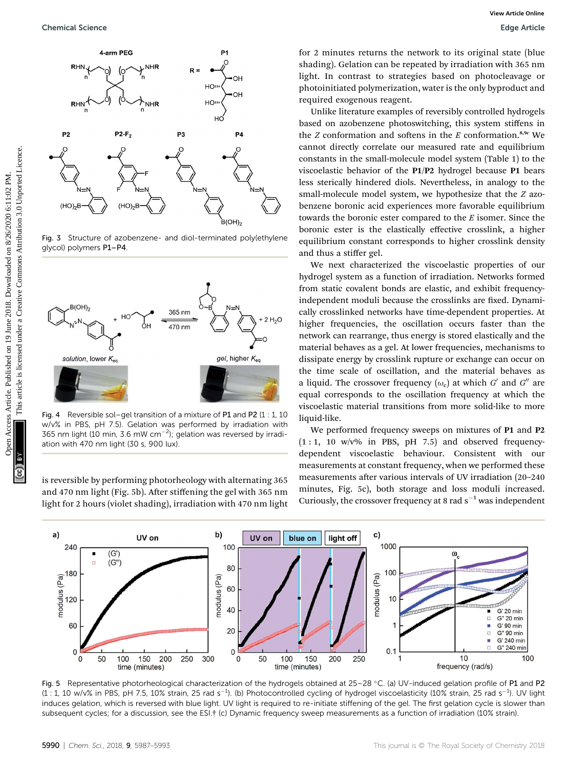Fig. 3 Structure of azobenzene- and diol-terminated poly(ethylene glycol) polymers **P1**–**P4**.

Fig. 4 Reversible sol–gel transition of a mixture of **P1** and **P2** (1 : 1, 10 w/v% in PBS, pH 7.5). Gelation was performed by irradiation with 365 nm light (10 min, 3.6 mW cm$^{-2}$); gelation was reversed by irradiation with 470 nm light (30 s, 900 lux).

is reversible by performing photorheology with alternating 365 and 470 nm light (Fig. 5b). After stiffening the gel with 365 nm light for 2 hours (violet shading), irradiation with 470 nm light for 2 minutes returns the network to its original state (blue shading). Gelation can be repeated by irradiation with 365 nm light. In contrast to strategies based on photocleavage or photoinitiated polymerization, water is the only byproduct and required exogenous reagent.

Unlike literature examples of reversibly controlled hydrogels based on azobenzene photoswitching, this system stiffens in the *Z* conformation and softens in the *E* conformation.[8,9c] We cannot directly correlate our measured rate and equilibrium constants in the small-molecule model system (Table 1) to the viscoelastic behavior of the **P1**/**P2** hydrogel because **P1** bears less sterically hindered diols. Nevertheless, in analogy to the small-molecule model system, we hypothesize that the *Z* azobenzene boronic acid experiences more favorable equilibrium towards the boronic ester compared to the *E* isomer. Since the boronic ester is the elastically effective crosslink, a higher equilibrium constant corresponds to higher crosslink density and thus a stiffer gel.

We next characterized the viscoelastic properties of our hydrogel system as a function of irradiation. Networks formed from static covalent bonds are elastic, and exhibit frequency-independent moduli because the crosslinks are fixed. Dynamically crosslinked networks have time-dependent properties. At higher frequencies, the oscillation occurs faster than the network can rearrange, thus energy is stored elastically and the material behaves as a gel. At lower frequencies, mechanisms to dissipate energy by crosslink rupture or exchange can occur on the time scale of oscillation, and the material behaves as a liquid. The crossover frequency ($\omega_c$) at which $G'$ and $G''$ are equal corresponds to the oscillation frequency at which the viscoelastic material transitions from more solid-like to more liquid-like.

We performed frequency sweeps on mixtures of **P1** and **P2** (1 : 1, 10 w/v% in PBS, pH 7.5) and observed frequency-dependent viscoelastic behaviour. Consistent with our measurements at constant frequency, when we performed these measurements after various intervals of UV irradiation (20–240 minutes, Fig. 5c), both storage and loss moduli increased. Curiously, the crossover frequency at 8 rad s$^{-1}$ was independent

Fig. 5 Representative photorheological characterization of the hydrogels obtained at 25–28 °C. (a) UV-induced gelation profile of **P1** and **P2** (1 : 1, 10 w/v% in PBS, pH 7.5, 10% strain, 25 rad s$^{-1}$). (b) Photocontrolled cycling of hydrogel viscoelasticity (10% strain, 25 rad s$^{-1}$). UV light induces gelation, which is reversed with blue light. UV light is required to re-initiate stiffening of the gel. The first gelation cycle is slower than subsequent cycles; for a discussion, see the ESI.† (c) Dynamic frequency sweep measurements as a function of irradiation (10% strain).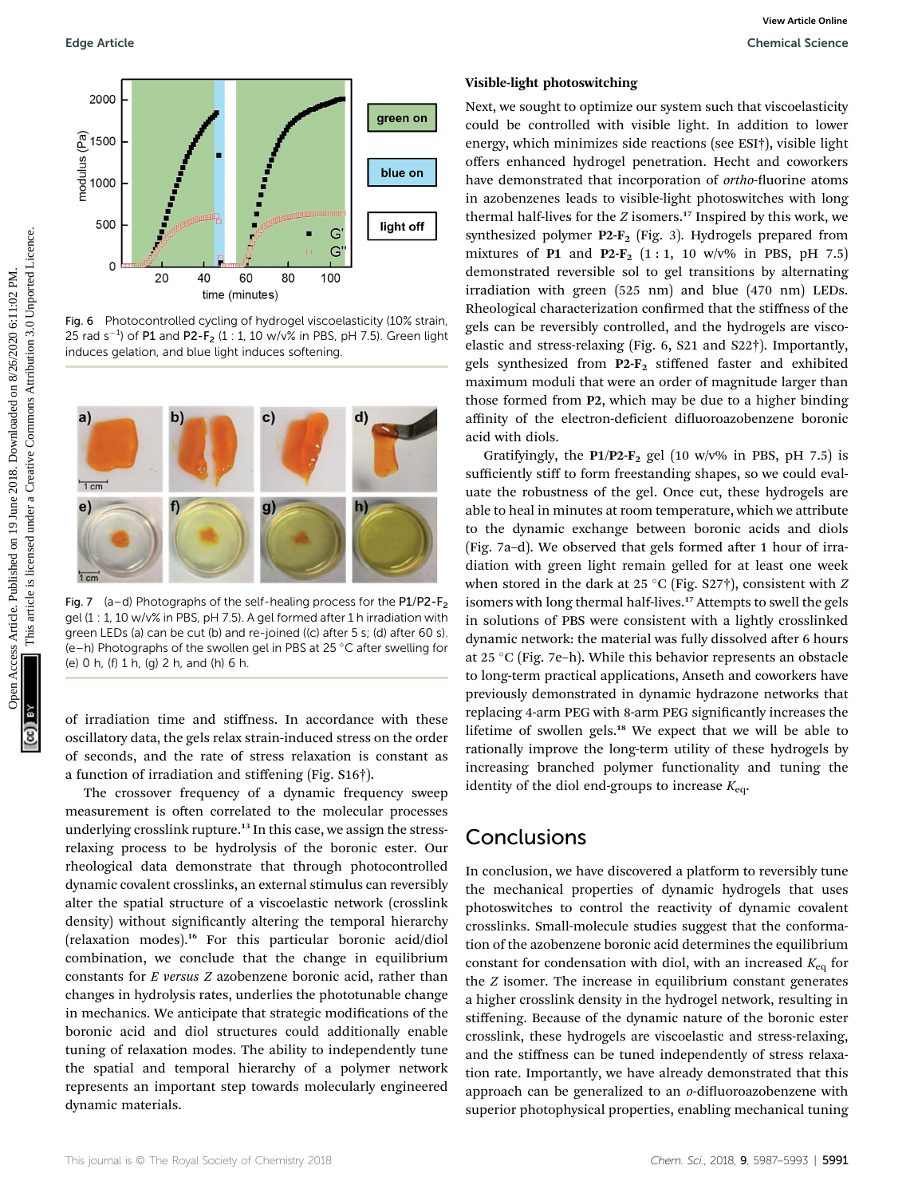Fig. 6 Photocontrolled cycling of hydrogel viscoelasticity (10% strain, 25 rad $s^{-1}$) of P1 and P2-$F_2$ (1 : 1, 10 w/v% in PBS, pH 7.5). Green light induces gelation, and blue light induces softening.

Fig. 7 (a–d) Photographs of the self-healing process for the P1/P2-$F_2$ gel (1 : 1, 10 w/v% in PBS, pH 7.5). A gel formed after 1 h irradiation with green LEDs (a) can be cut (b) and re-joined ((c) after 5 s; (d) after 60 s). (e–h) Photographs of the swollen gel in PBS at 25 °C after swelling for (e) 0 h, (f) 1 h, (g) 2 h, and (h) 6 h.

of irradiation time and stiffness. In accordance with these oscillatory data, the gels relax strain-induced stress on the order of seconds, and the rate of stress relaxation is constant as a function of irradiation and stiffening (Fig. S16†).

The crossover frequency of a dynamic frequency sweep measurement is often correlated to the molecular processes underlying crosslink rupture.[13] In this case, we assign the stress-relaxing process to be hydrolysis of the boronic ester. Our rheological data demonstrate that through photocontrolled dynamic covalent crosslinks, an external stimulus can reversibly alter the spatial structure of a viscoelastic network (crosslink density) without significantly altering the temporal hierarchy (relaxation modes).[16] For this particular boronic acid/diol combination, we conclude that the change in equilibrium constants for *E versus Z* azobenzene boronic acid, rather than changes in hydrolysis rates, underlies the phototunable change in mechanics. We anticipate that strategic modifications of the boronic acid and diol structures could additionally enable tuning of relaxation modes. The ability to independently tune the spatial and temporal hierarchy of a polymer network represents an important step towards molecularly engineered dynamic materials.

### Visible-light photoswitching

Next, we sought to optimize our system such that viscoelasticity could be controlled with visible light. In addition to lower energy, which minimizes side reactions (see ESI†), visible light offers enhanced hydrogel penetration. Hecht and coworkers have demonstrated that incorporation of *ortho*-fluorine atoms in azobenzenes leads to visible-light photoswitches with long thermal half-lives for the *Z* isomers.[17] Inspired by this work, we synthesized polymer **P2-$F_2$** (Fig. 3). Hydrogels prepared from mixtures of **P1** and **P2-$F_2$** (1 : 1, 10 w/v% in PBS, pH 7.5) demonstrated reversible sol to gel transitions by alternating irradiation with green (525 nm) and blue (470 nm) LEDs. Rheological characterization confirmed that the stiffness of the gels can be reversibly controlled, and the hydrogels are viscoelastic and stress-relaxing (Fig. 6, S21 and S22†). Importantly, gels synthesized from **P2-$F_2$** stiffened faster and exhibited maximum moduli that were an order of magnitude larger than those formed from **P2**, which may be due to a higher binding affinity of the electron-deficient difluoroazobenzene boronic acid with diols.

Gratifyingly, the **P1**/**P2-$F_2$** gel (10 w/v% in PBS, pH 7.5) is sufficiently stiff to form freestanding shapes, so we could evaluate the robustness of the gel. Once cut, these hydrogels are able to heal in minutes at room temperature, which we attribute to the dynamic exchange between boronic acids and diols (Fig. 7a–d). We observed that gels formed after 1 hour of irradiation with green light remain gelled for at least one week when stored in the dark at 25 °C (Fig. S27†), consistent with *Z* isomers with long thermal half-lives.[17] Attempts to swell the gels in solutions of PBS were consistent with a lightly crosslinked dynamic network: the material was fully dissolved after 6 hours at 25 °C (Fig. 7e–h). While this behavior represents an obstacle to long-term practical applications, Anseth and coworkers have previously demonstrated in dynamic hydrazone networks that replacing 4-arm PEG with 8-arm PEG significantly increases the lifetime of swollen gels.[18] We expect that we will be able to rationally improve the long-term utility of these hydrogels by increasing branched polymer functionality and tuning the identity of the diol end-groups to increase $K_{eq}$.

## Conclusions

In conclusion, we have discovered a platform to reversibly tune the mechanical properties of dynamic hydrogels that uses photoswitches to control the reactivity of dynamic covalent crosslinks. Small-molecule studies suggest that the conformation of the azobenzene boronic acid determines the equilibrium constant for condensation with diol, with an increased $K_{eq}$ for the *Z* isomer. The increase in equilibrium constant generates a higher crosslink density in the hydrogel network, resulting in stiffening. Because of the dynamic nature of the boronic ester crosslink, these hydrogels are viscoelastic and stress-relaxing, and the stiffness can be tuned independently of stress relaxation rate. Importantly, we have already demonstrated that this approach can be generalized to an *o*-difluoroazobenzene with superior photophysical properties, enabling mechanical tuning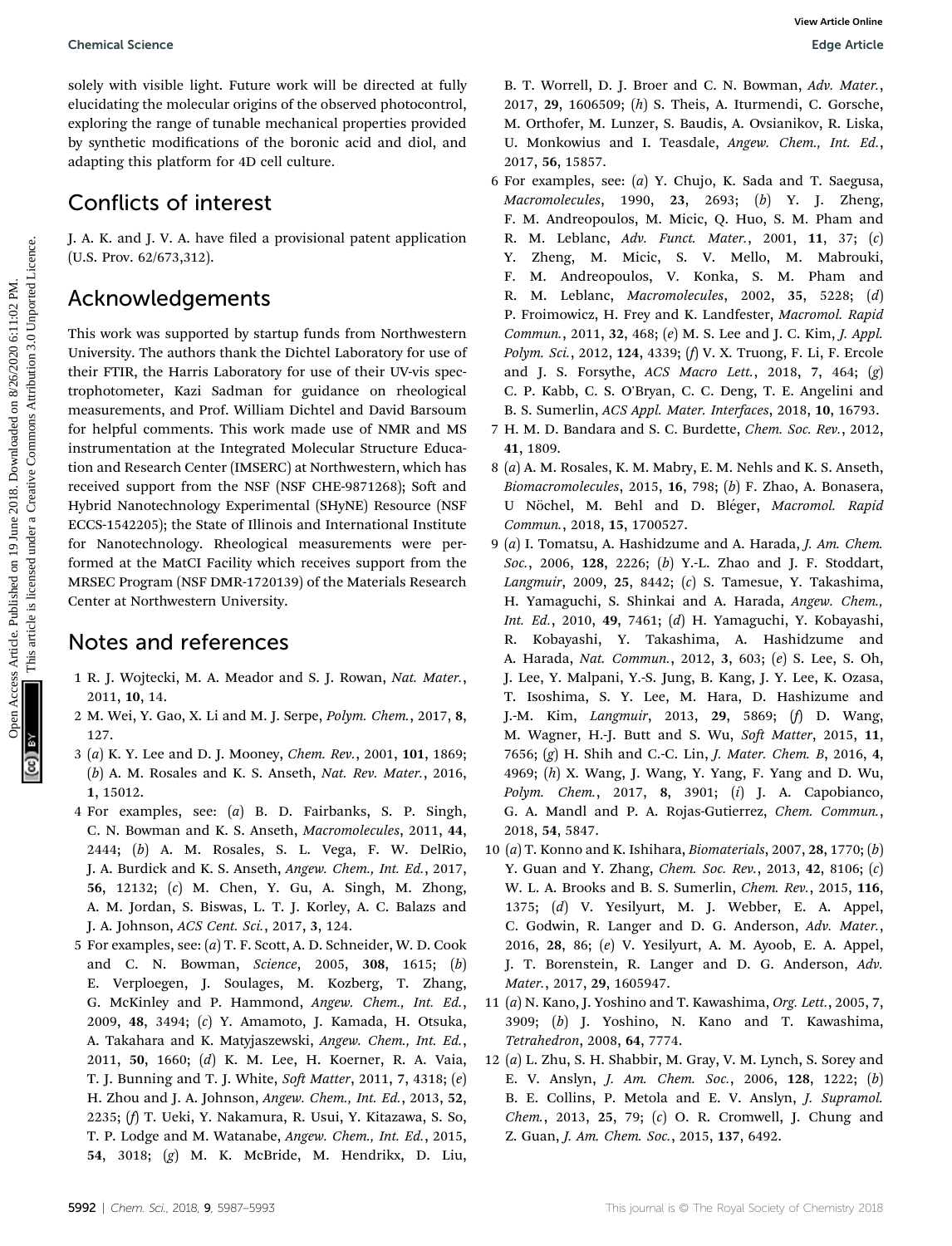solely with visible light. Future work will be directed at fully elucidating the molecular origins of the observed photocontrol, exploring the range of tunable mechanical properties provided by synthetic modifications of the boronic acid and diol, and adapting this platform for 4D cell culture.

## Conflicts of interest

J. A. K. and J. V. A. have filed a provisional patent application (U.S. Prov. 62/673,312).

## Acknowledgements

This work was supported by startup funds from Northwestern University. The authors thank the Dichtel Laboratory for use of their FTIR, the Harris Laboratory for use of their UV-vis spectrophotometer, Kazi Sadman for guidance on rheological measurements, and Prof. William Dichtel and David Barsoum for helpful comments. This work made use of NMR and MS instrumentation at the Integrated Molecular Structure Education and Research Center (IMSERC) at Northwestern, which has received support from the NSF (NSF CHE-9871268); Soft and Hybrid Nanotechnology Experimental (SHyNE) Resource (NSF ECCS-1542205); the State of Illinois and International Institute for Nanotechnology. Rheological measurements were performed at the MatCI Facility which receives support from the MRSEC Program (NSF DMR-1720139) of the Materials Research Center at Northwestern University.

## Notes and references

1 R. J. Wojtecki, M. A. Meador and S. J. Rowan, *Nat. Mater.*, 2011, **10**, 14.

2 M. Wei, Y. Gao, X. Li and M. J. Serpe, *Polym. Chem.*, 2017, **8**, 127.

3 (*a*) K. Y. Lee and D. J. Mooney, *Chem. Rev.*, 2001, **101**, 1869; (*b*) A. M. Rosales and K. S. Anseth, *Nat. Rev. Mater.*, 2016, **1**, 15012.

4 For examples, see: (*a*) B. D. Fairbanks, S. P. Singh, C. N. Bowman and K. S. Anseth, *Macromolecules*, 2011, **44**, 2444; (*b*) A. M. Rosales, S. L. Vega, F. W. DelRio, J. A. Burdick and K. S. Anseth, *Angew. Chem., Int. Ed.*, 2017, **56**, 12132; (*c*) M. Chen, Y. Gu, A. Singh, M. Zhong, A. M. Jordan, S. Biswas, L. T. J. Korley, A. C. Balazs and J. A. Johnson, *ACS Cent. Sci.*, 2017, **3**, 124.

5 For examples, see: (*a*) T. F. Scott, A. D. Schneider, W. D. Cook and C. N. Bowman, *Science*, 2005, **308**, 1615; (*b*) E. Verploegen, J. Soulages, M. Kozberg, T. Zhang, G. McKinley and P. Hammond, *Angew. Chem., Int. Ed.*, 2009, **48**, 3494; (*c*) Y. Amamoto, J. Kamada, H. Otsuka, A. Takahara and K. Matyjaszewski, *Angew. Chem., Int. Ed.*, 2011, **50**, 1660; (*d*) K. M. Lee, H. Koerner, R. A. Vaia, T. J. Bunning and T. J. White, *Soft Matter*, 2011, **7**, 4318; (*e*) H. Zhou and J. A. Johnson, *Angew. Chem., Int. Ed.*, 2013, **52**, 2235; (*f*) T. Ueki, Y. Nakamura, R. Usui, Y. Kitazawa, S. So, T. P. Lodge and M. Watanabe, *Angew. Chem., Int. Ed.*, 2015, **54**, 3018; (*g*) M. K. McBride, M. Hendrikx, D. Liu, B. T. Worrell, D. J. Broer and C. N. Bowman, *Adv. Mater.*, 2017, **29**, 1606509; (*h*) S. Theis, A. Iturmendi, C. Gorsche, M. Orthofer, M. Lunzer, S. Baudis, A. Ovsianikov, R. Liska, U. Monkowius and I. Teasdale, *Angew. Chem., Int. Ed.*, 2017, **56**, 15857.

6 For examples, see: (*a*) Y. Chujo, K. Sada and T. Saegusa, *Macromolecules*, 1990, **23**, 2693; (*b*) Y. J. Zheng, F. M. Andreopoulos, M. Micic, Q. Huo, S. M. Pham and R. M. Leblanc, *Adv. Funct. Mater.*, 2001, **11**, 37; (*c*) Y. Zheng, M. Micic, S. V. Mello, M. Mabrouki, F. M. Andreopoulos, V. Konka, S. M. Pham and R. M. Leblanc, *Macromolecules*, 2002, **35**, 5228; (*d*) P. Froimowicz, H. Frey and K. Landfester, *Macromol. Rapid Commun.*, 2011, **32**, 468; (*e*) M. S. Lee and J. C. Kim, *J. Appl. Polym. Sci.*, 2012, **124**, 4339; (*f*) V. X. Truong, F. Li, F. Ercole and J. S. Forsythe, *ACS Macro Lett.*, 2018, **7**, 464; (*g*) C. P. Kabb, C. S. O'Bryan, C. C. Deng, T. E. Angelini and B. S. Sumerlin, *ACS Appl. Mater. Interfaces*, 2018, **10**, 16793.

7 H. M. D. Bandara and S. C. Burdette, *Chem. Soc. Rev.*, 2012, **41**, 1809.

8 (*a*) A. M. Rosales, K. M. Mabry, E. M. Nehls and K. S. Anseth, *Biomacromolecules*, 2015, **16**, 798; (*b*) F. Zhao, A. Bonasera, U Nöchel, M. Behl and D. Bléger, *Macromol. Rapid Commun.*, 2018, **15**, 1700527.

9 (*a*) I. Tomatsu, A. Hashidzume and A. Harada, *J. Am. Chem. Soc.*, 2006, **128**, 2226; (*b*) Y.-L. Zhao and J. F. Stoddart, *Langmuir*, 2009, **25**, 8442; (*c*) S. Tamesue, Y. Takashima, H. Yamaguchi, S. Shinkai and A. Harada, *Angew. Chem., Int. Ed.*, 2010, **49**, 7461; (*d*) H. Yamaguchi, Y. Kobayashi, R. Kobayashi, Y. Takashima, A. Hashidzume and A. Harada, *Nat. Commun.*, 2012, **3**, 603; (*e*) S. Lee, S. Oh, J. Lee, Y. Malpani, Y.-S. Jung, B. Kang, J. Y. Lee, K. Ozasa, T. Isoshima, S. Y. Lee, M. Hara, D. Hashizume and J.-M. Kim, *Langmuir*, 2013, **29**, 5869; (*f*) D. Wang, M. Wagner, H.-J. Butt and S. Wu, *Soft Matter*, 2015, **11**, 7656; (*g*) H. Shih and C.-C. Lin, *J. Mater. Chem. B*, 2016, **4**, 4969; (*h*) X. Wang, J. Wang, Y. Yang, F. Yang and D. Wu, *Polym. Chem.*, 2017, **8**, 3901; (*i*) J. A. Capobianco, G. A. Mandl and P. A. Rojas-Gutierrez, *Chem. Commun.*, 2018, **54**, 5847.

10 (*a*) T. Konno and K. Ishihara, *Biomaterials*, 2007, **28**, 1770; (*b*) Y. Guan and Y. Zhang, *Chem. Soc. Rev.*, 2013, **42**, 8106; (*c*) W. L. A. Brooks and B. S. Sumerlin, *Chem. Rev.*, 2015, **116**, 1375; (*d*) V. Yesilyurt, M. J. Webber, E. A. Appel, C. Godwin, R. Langer and D. G. Anderson, *Adv. Mater.*, 2016, **28**, 86; (*e*) V. Yesilyurt, A. M. Ayoob, E. A. Appel, J. T. Borenstein, R. Langer and D. G. Anderson, *Adv. Mater.*, 2017, **29**, 1605947.

11 (*a*) N. Kano, J. Yoshino and T. Kawashima, *Org. Lett.*, 2005, **7**, 3909; (*b*) J. Yoshino, N. Kano and T. Kawashima, *Tetrahedron*, 2008, **64**, 7774.

12 (*a*) L. Zhu, S. H. Shabbir, M. Gray, V. M. Lynch, S. Sorey and E. V. Anslyn, *J. Am. Chem. Soc.*, 2006, **128**, 1222; (*b*) B. E. Collins, P. Metola and E. V. Anslyn, *J. Supramol. Chem.*, 2013, **25**, 79; (*c*) O. R. Cromwell, J. Chung and Z. Guan, *J. Am. Chem. Soc.*, 2015, **137**, 6492.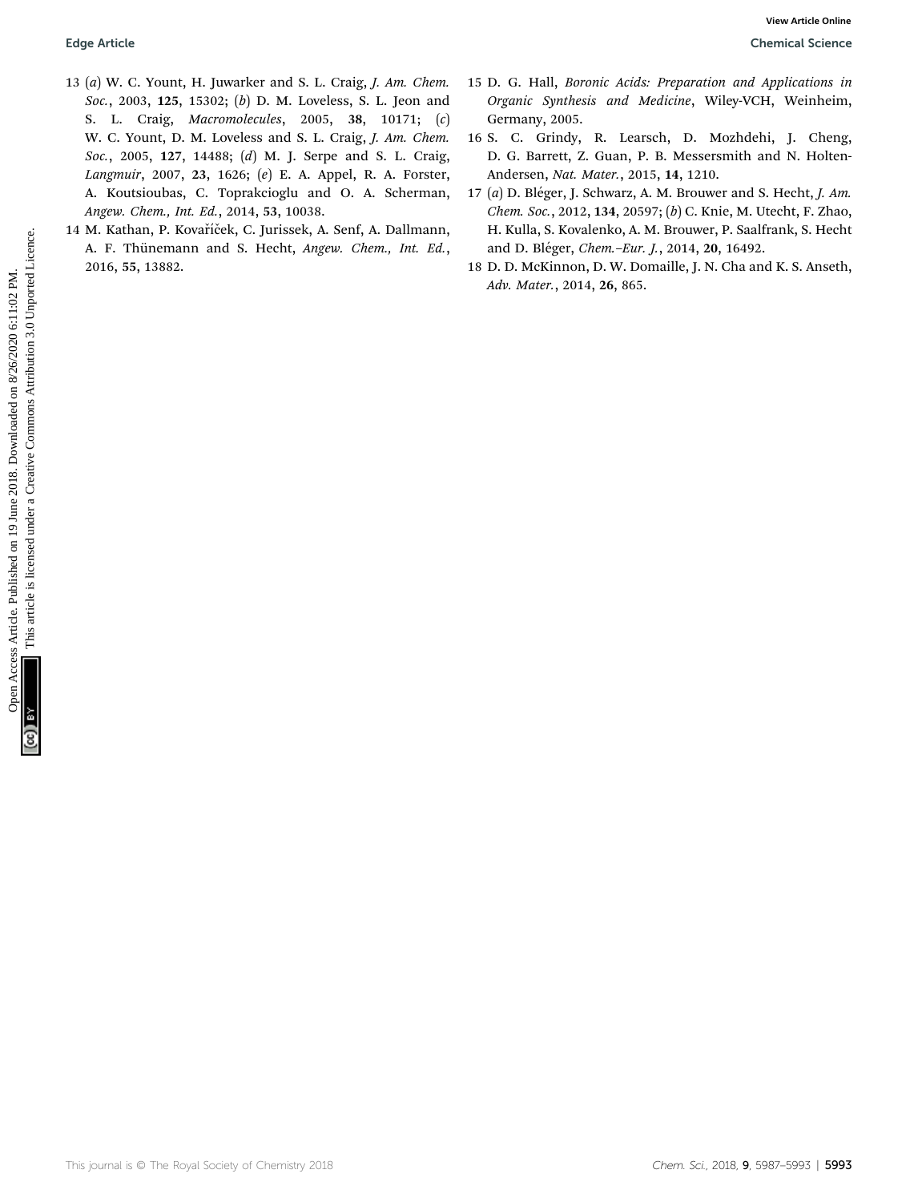13 (*a*) W. C. Yount, H. Juwarker and S. L. Craig, *J. Am. Chem. Soc.*, 2003, **125**, 15302; (*b*) D. M. Loveless, S. L. Jeon and S. L. Craig, *Macromolecules*, 2005, **38**, 10171; (*c*) W. C. Yount, D. M. Loveless and S. L. Craig, *J. Am. Chem. Soc.*, 2005, **127**, 14488; (*d*) M. J. Serpe and S. L. Craig, *Langmuir*, 2007, **23**, 1626; (*e*) E. A. Appel, R. A. Forster, A. Koutsioubas, C. Toprakcioglu and O. A. Scherman, *Angew. Chem., Int. Ed.*, 2014, **53**, 10038.

14 M. Kathan, P. Kovaříček, C. Jurissek, A. Senf, A. Dallmann, A. F. Thünemann and S. Hecht, *Angew. Chem., Int. Ed.*, 2016, **55**, 13882.

15 D. G. Hall, *Boronic Acids: Preparation and Applications in Organic Synthesis and Medicine*, Wiley-VCH, Weinheim, Germany, 2005.

16 S. C. Grindy, R. Learsch, D. Mozhdehi, J. Cheng, D. G. Barrett, Z. Guan, P. B. Messersmith and N. Holten-Andersen, *Nat. Mater.*, 2015, **14**, 1210.

17 (*a*) D. Bléger, J. Schwarz, A. M. Brouwer and S. Hecht, *J. Am. Chem. Soc.*, 2012, **134**, 20597; (*b*) C. Knie, M. Utecht, F. Zhao, H. Kulla, S. Kovalenko, A. M. Brouwer, P. Saalfrank, S. Hecht and D. Bléger, *Chem.–Eur. J.*, 2014, **20**, 16492.

18 D. D. McKinnon, D. W. Domaille, J. N. Cha and K. S. Anseth, *Adv. Mater.*, 2014, **26**, 865.